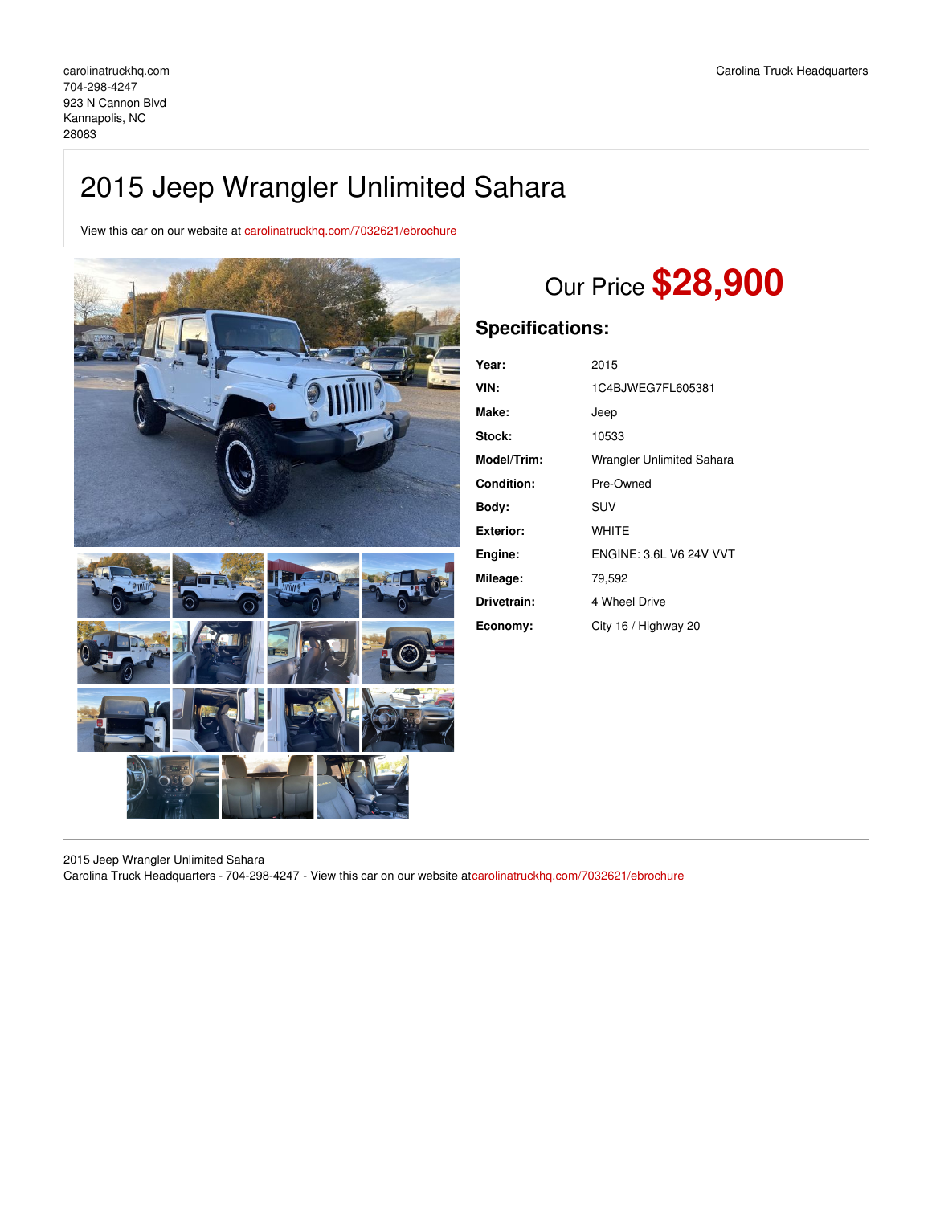carolinatruckhq.com
704-298-4247
923 N Cannon Blvd
Kannapolis, NC
28083

Carolina Truck Headquarters

# 2015 Jeep Wrangler Unlimited Sahara

View this car on our website at carolinatruckhq.com/7032621/ebrochure

Our Price **$28,900**

## Specifications:

| | |
|---|---|
| **Year:** | 2015 |
| **VIN:** | 1C4BJWEG7FL605381 |
| **Make:** | Jeep |
| **Stock:** | 10533 |
| **Model/Trim:** | Wrangler Unlimited Sahara |
| **Condition:** | Pre-Owned |
| **Body:** | SUV |
| **Exterior:** | WHITE |
| **Engine:** | ENGINE: 3.6L V6 24V VVT |
| **Mileage:** | 79,592 |
| **Drivetrain:** | 4 Wheel Drive |
| **Economy:** | City 16 / Highway 20 |

2015 Jeep Wrangler Unlimited Sahara
Carolina Truck Headquarters - 704-298-4247 - View this car on our website atcarolinatruckhq.com/7032621/ebrochure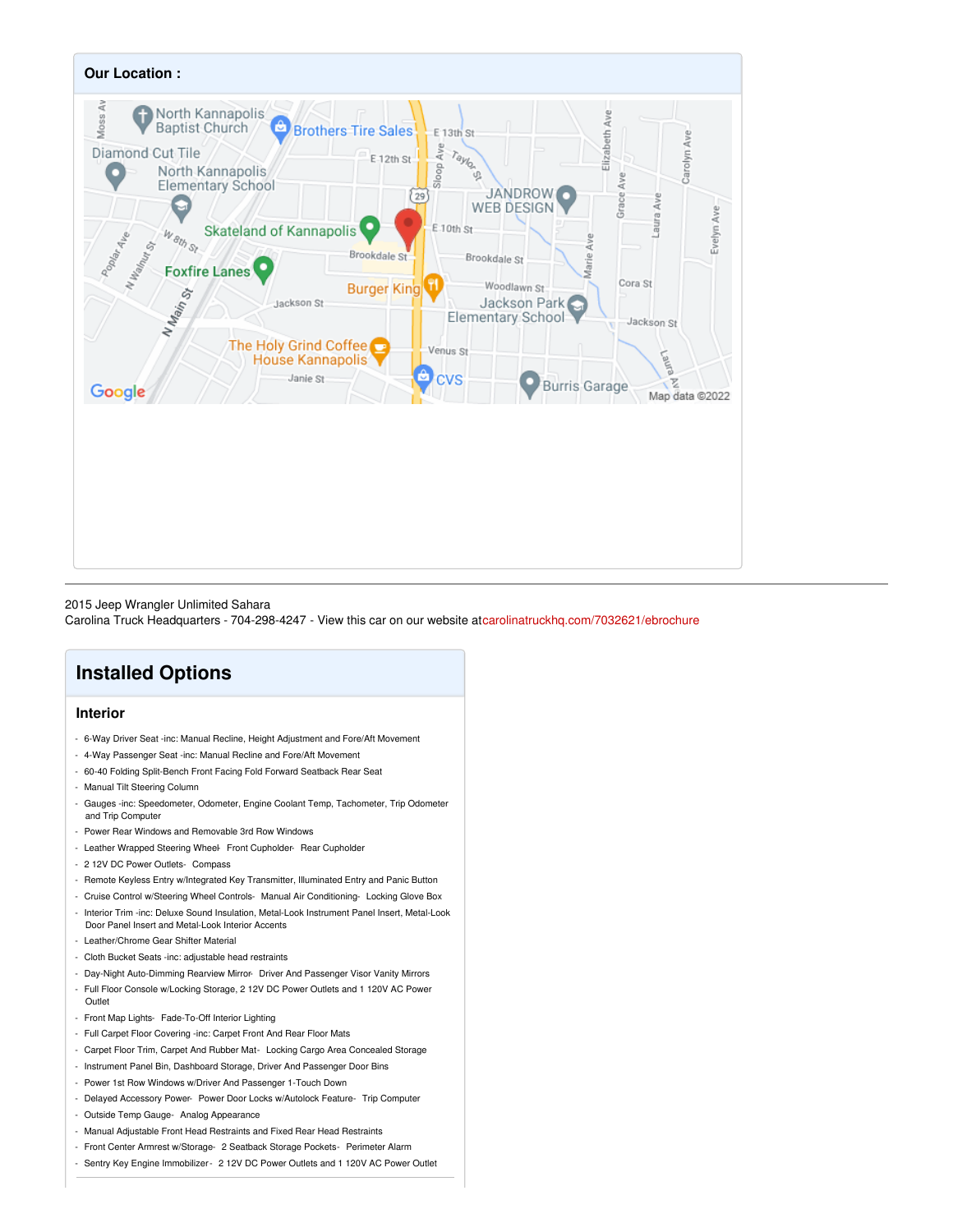## Our Location :

2015 Jeep Wrangler Unlimited Sahara
Carolina Truck Headquarters - 704-298-4247 - View this car on our website atcarolinatruckhq.com/7032621/ebrochure

# Installed Options

### Interior

- 6-Way Driver Seat -inc: Manual Recline, Height Adjustment and Fore/Aft Movement
- 4-Way Passenger Seat -inc: Manual Recline and Fore/Aft Movement
- 60-40 Folding Split-Bench Front Facing Fold Forward Seatback Rear Seat
- Manual Tilt Steering Column
- Gauges -inc: Speedometer, Odometer, Engine Coolant Temp, Tachometer, Trip Odometer and Trip Computer
- Power Rear Windows and Removable 3rd Row Windows
- Leather Wrapped Steering Wheel- Front Cupholder- Rear Cupholder
- 2 12V DC Power Outlets- Compass
- Remote Keyless Entry w/Integrated Key Transmitter, Illuminated Entry and Panic Button
- Cruise Control w/Steering Wheel Controls- Manual Air Conditioning- Locking Glove Box
- Interior Trim -inc: Deluxe Sound Insulation, Metal-Look Instrument Panel Insert, Metal-Look Door Panel Insert and Metal-Look Interior Accents
- Leather/Chrome Gear Shifter Material
- Cloth Bucket Seats -inc: adjustable head restraints
- Day-Night Auto-Dimming Rearview Mirror- Driver And Passenger Visor Vanity Mirrors
- Full Floor Console w/Locking Storage, 2 12V DC Power Outlets and 1 120V AC Power Outlet
- Front Map Lights- Fade-To-Off Interior Lighting
- Full Carpet Floor Covering -inc: Carpet Front And Rear Floor Mats
- Carpet Floor Trim, Carpet And Rubber Mat- Locking Cargo Area Concealed Storage
- Instrument Panel Bin, Dashboard Storage, Driver And Passenger Door Bins
- Power 1st Row Windows w/Driver And Passenger 1-Touch Down
- Delayed Accessory Power- Power Door Locks w/Autolock Feature- Trip Computer
- Outside Temp Gauge- Analog Appearance
- Manual Adjustable Front Head Restraints and Fixed Rear Head Restraints
- Front Center Armrest w/Storage- 2 Seatback Storage Pockets- Perimeter Alarm
- Sentry Key Engine Immobilizer- 2 12V DC Power Outlets and 1 120V AC Power Outlet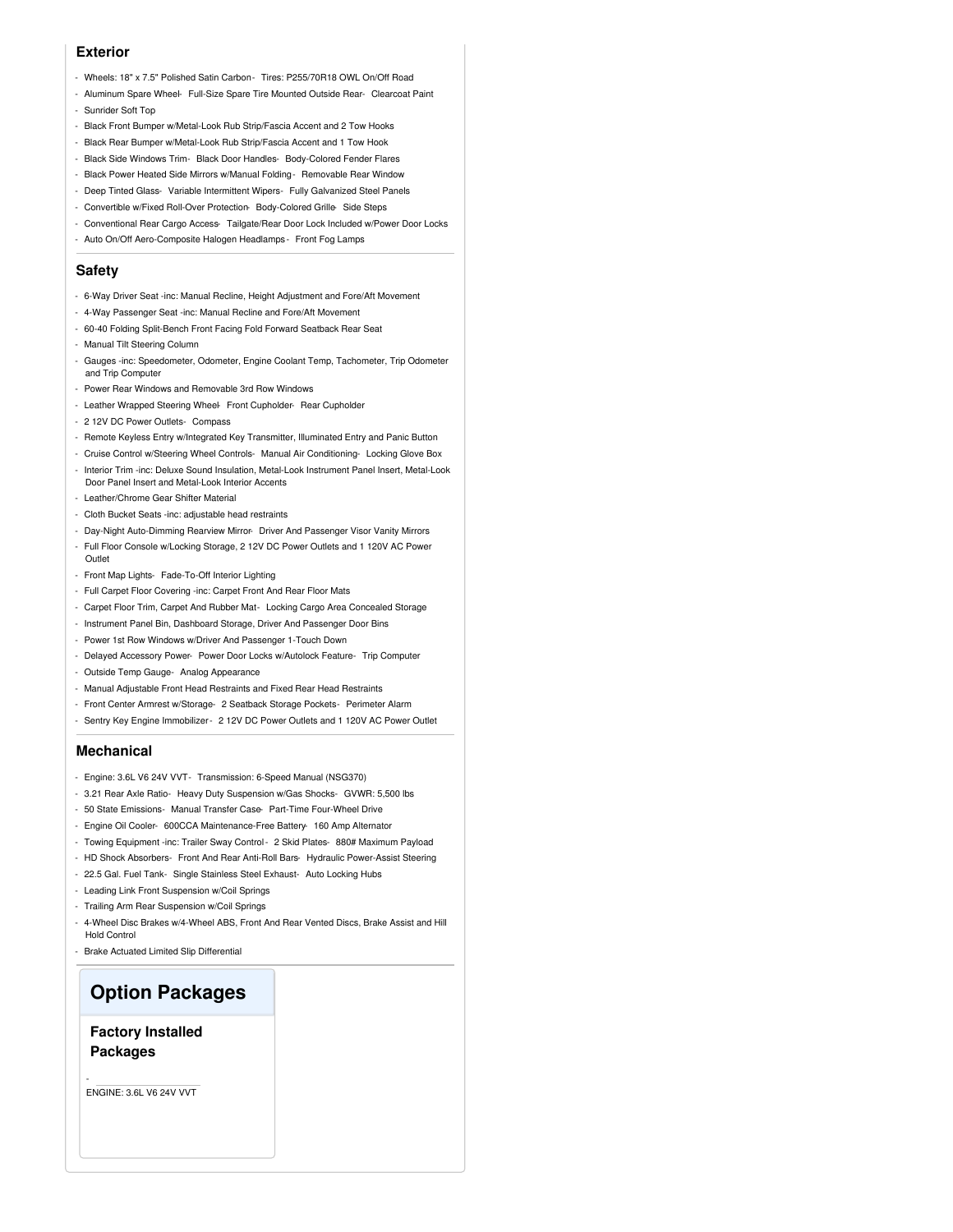## Exterior

- Wheels: 18" x 7.5" Polished Satin Carbon - Tires: P255/70R18 OWL On/Off Road
- Aluminum Spare Wheel - Full-Size Spare Tire Mounted Outside Rear - Clearcoat Paint
- Sunrider Soft Top
- Black Front Bumper w/Metal-Look Rub Strip/Fascia Accent and 2 Tow Hooks
- Black Rear Bumper w/Metal-Look Rub Strip/Fascia Accent and 1 Tow Hook
- Black Side Windows Trim - Black Door Handles - Body-Colored Fender Flares
- Black Power Heated Side Mirrors w/Manual Folding - Removable Rear Window
- Deep Tinted Glass - Variable Intermittent Wipers - Fully Galvanized Steel Panels
- Convertible w/Fixed Roll-Over Protection - Body-Colored Grille - Side Steps
- Conventional Rear Cargo Access - Tailgate/Rear Door Lock Included w/Power Door Locks
- Auto On/Off Aero-Composite Halogen Headlamps - Front Fog Lamps

## Safety

- 6-Way Driver Seat -inc: Manual Recline, Height Adjustment and Fore/Aft Movement
- 4-Way Passenger Seat -inc: Manual Recline and Fore/Aft Movement
- 60-40 Folding Split-Bench Front Facing Fold Forward Seatback Rear Seat
- Manual Tilt Steering Column
- Gauges -inc: Speedometer, Odometer, Engine Coolant Temp, Tachometer, Trip Odometer and Trip Computer
- Power Rear Windows and Removable 3rd Row Windows
- Leather Wrapped Steering Wheel - Front Cupholder - Rear Cupholder
- 2 12V DC Power Outlets - Compass
- Remote Keyless Entry w/Integrated Key Transmitter, Illuminated Entry and Panic Button
- Cruise Control w/Steering Wheel Controls - Manual Air Conditioning - Locking Glove Box
- Interior Trim -inc: Deluxe Sound Insulation, Metal-Look Instrument Panel Insert, Metal-Look Door Panel Insert and Metal-Look Interior Accents
- Leather/Chrome Gear Shifter Material
- Cloth Bucket Seats -inc: adjustable head restraints
- Day-Night Auto-Dimming Rearview Mirror - Driver And Passenger Visor Vanity Mirrors
- Full Floor Console w/Locking Storage, 2 12V DC Power Outlets and 1 120V AC Power Outlet
- Front Map Lights - Fade-To-Off Interior Lighting
- Full Carpet Floor Covering -inc: Carpet Front And Rear Floor Mats
- Carpet Floor Trim, Carpet And Rubber Mat - Locking Cargo Area Concealed Storage
- Instrument Panel Bin, Dashboard Storage, Driver And Passenger Door Bins
- Power 1st Row Windows w/Driver And Passenger 1-Touch Down
- Delayed Accessory Power - Power Door Locks w/Autolock Feature - Trip Computer
- Outside Temp Gauge - Analog Appearance
- Manual Adjustable Front Head Restraints and Fixed Rear Head Restraints
- Front Center Armrest w/Storage - 2 Seatback Storage Pockets - Perimeter Alarm
- Sentry Key Engine Immobilizer - 2 12V DC Power Outlets and 1 120V AC Power Outlet

## Mechanical

- Engine: 3.6L V6 24V VVT - Transmission: 6-Speed Manual (NSG370)
- 3.21 Rear Axle Ratio - Heavy Duty Suspension w/Gas Shocks - GVWR: 5,500 lbs
- 50 State Emissions - Manual Transfer Case - Part-Time Four-Wheel Drive
- Engine Oil Cooler - 600CCA Maintenance-Free Battery - 160 Amp Alternator
- Towing Equipment -inc: Trailer Sway Control - 2 Skid Plates - 880# Maximum Payload
- HD Shock Absorbers - Front And Rear Anti-Roll Bars - Hydraulic Power-Assist Steering
- 22.5 Gal. Fuel Tank - Single Stainless Steel Exhaust - Auto Locking Hubs
- Leading Link Front Suspension w/Coil Springs
- Trailing Arm Rear Suspension w/Coil Springs
- 4-Wheel Disc Brakes w/4-Wheel ABS, Front And Rear Vented Discs, Brake Assist and Hill Hold Control
- Brake Actuated Limited Slip Differential

# Option Packages

### Factory Installed Packages

- ENGINE: 3.6L V6 24V VVT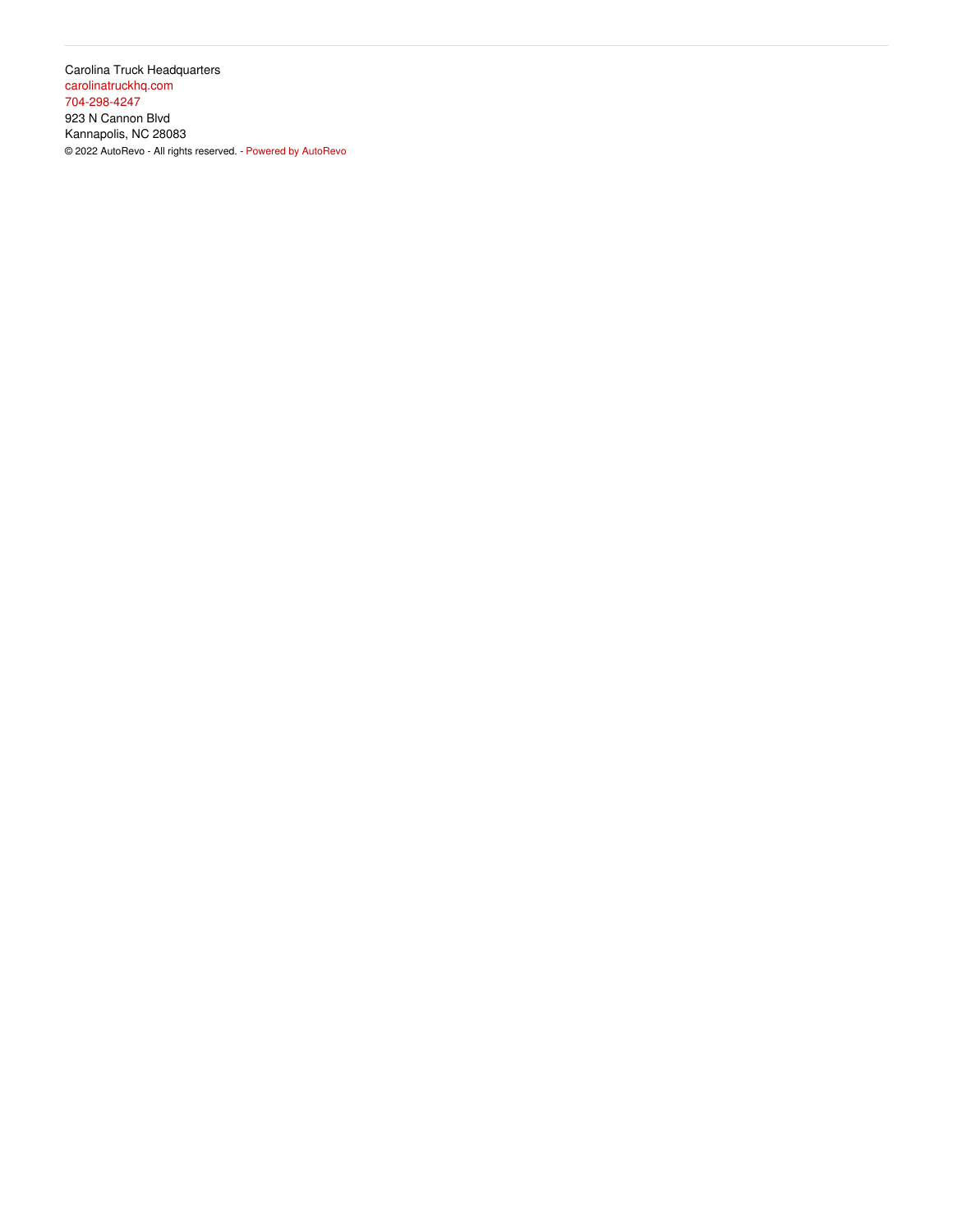---

Carolina Truck Headquarters
carolinatruckhq.com
704-298-4247
923 N Cannon Blvd
Kannapolis, NC 28083
© 2022 AutoRevo - All rights reserved. - Powered by AutoRevo